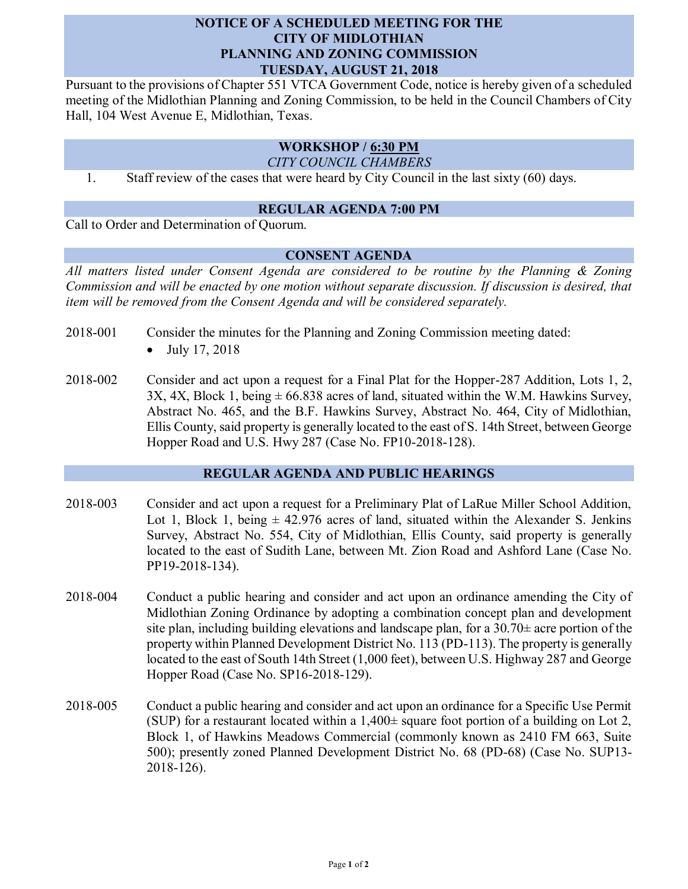# NOTICE OF A SCHEDULED MEETING FOR THE CITY OF MIDLOTHIAN PLANNING AND ZONING COMMISSION TUESDAY, AUGUST 21, 2018

Pursuant to the provisions of Chapter 551 VTCA Government Code, notice is hereby given of a scheduled meeting of the Midlothian Planning and Zoning Commission, to be held in the Council Chambers of City Hall, 104 West Avenue E, Midlothian, Texas.

## WORKSHOP / 6:30 PM

*CITY COUNCIL CHAMBERS*

1. Staff review of the cases that were heard by City Council in the last sixty (60) days.

## REGULAR AGENDA 7:00 PM

Call to Order and Determination of Quorum.

## CONSENT AGENDA

*All matters listed under Consent Agenda are considered to be routine by the Planning & Zoning Commission and will be enacted by one motion without separate discussion. If discussion is desired, that item will be removed from the Consent Agenda and will be considered separately.*

2018-001 Consider the minutes for the Planning and Zoning Commission meeting dated:

- July 17, 2018

2018-002 Consider and act upon a request for a Final Plat for the Hopper-287 Addition, Lots 1, 2, 3X, 4X, Block 1, being ± 66.838 acres of land, situated within the W.M. Hawkins Survey, Abstract No. 465, and the B.F. Hawkins Survey, Abstract No. 464, City of Midlothian, Ellis County, said property is generally located to the east of S. 14th Street, between George Hopper Road and U.S. Hwy 287 (Case No. FP10-2018-128).

## REGULAR AGENDA AND PUBLIC HEARINGS

2018-003 Consider and act upon a request for a Preliminary Plat of LaRue Miller School Addition, Lot 1, Block 1, being ± 42.976 acres of land, situated within the Alexander S. Jenkins Survey, Abstract No. 554, City of Midlothian, Ellis County, said property is generally located to the east of Sudith Lane, between Mt. Zion Road and Ashford Lane (Case No. PP19-2018-134).

2018-004 Conduct a public hearing and consider and act upon an ordinance amending the City of Midlothian Zoning Ordinance by adopting a combination concept plan and development site plan, including building elevations and landscape plan, for a 30.70± acre portion of the property within Planned Development District No. 113 (PD-113). The property is generally located to the east of South 14th Street (1,000 feet), between U.S. Highway 287 and George Hopper Road (Case No. SP16-2018-129).

2018-005 Conduct a public hearing and consider and act upon an ordinance for a Specific Use Permit (SUP) for a restaurant located within a 1,400± square foot portion of a building on Lot 2, Block 1, of Hawkins Meadows Commercial (commonly known as 2410 FM 663, Suite 500); presently zoned Planned Development District No. 68 (PD-68) (Case No. SUP13-2018-126).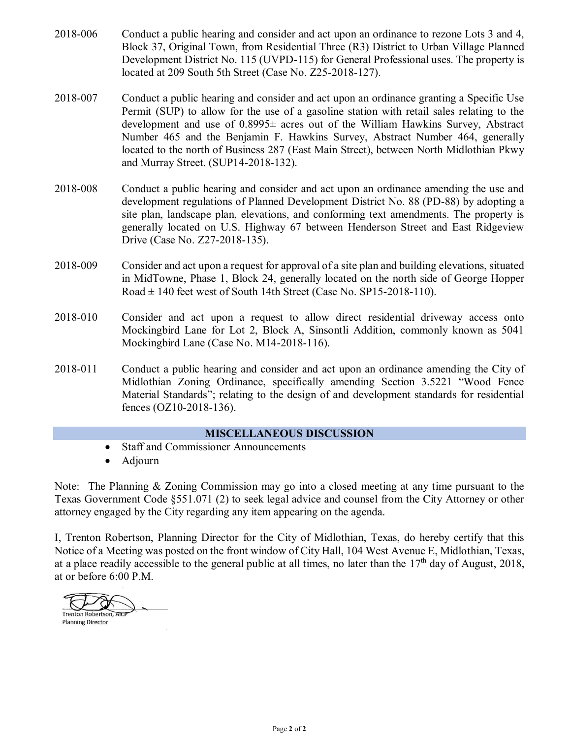2018-006 Conduct a public hearing and consider and act upon an ordinance to rezone Lots 3 and 4, Block 37, Original Town, from Residential Three (R3) District to Urban Village Planned Development District No. 115 (UVPD-115) for General Professional uses. The property is located at 209 South 5th Street (Case No. Z25-2018-127).

2018-007 Conduct a public hearing and consider and act upon an ordinance granting a Specific Use Permit (SUP) to allow for the use of a gasoline station with retail sales relating to the development and use of 0.8995± acres out of the William Hawkins Survey, Abstract Number 465 and the Benjamin F. Hawkins Survey, Abstract Number 464, generally located to the north of Business 287 (East Main Street), between North Midlothian Pkwy and Murray Street. (SUP14-2018-132).

2018-008 Conduct a public hearing and consider and act upon an ordinance amending the use and development regulations of Planned Development District No. 88 (PD-88) by adopting a site plan, landscape plan, elevations, and conforming text amendments. The property is generally located on U.S. Highway 67 between Henderson Street and East Ridgeview Drive (Case No. Z27-2018-135).

2018-009 Consider and act upon a request for approval of a site plan and building elevations, situated in MidTowne, Phase 1, Block 24, generally located on the north side of George Hopper Road ± 140 feet west of South 14th Street (Case No. SP15-2018-110).

2018-010 Consider and act upon a request to allow direct residential driveway access onto Mockingbird Lane for Lot 2, Block A, Sinsontli Addition, commonly known as 5041 Mockingbird Lane (Case No. M14-2018-116).

2018-011 Conduct a public hearing and consider and act upon an ordinance amending the City of Midlothian Zoning Ordinance, specifically amending Section 3.5221 "Wood Fence Material Standards"; relating to the design of and development standards for residential fences (OZ10-2018-136).

## MISCELLANEOUS DISCUSSION

- Staff and Commissioner Announcements
- Adjourn

Note: The Planning & Zoning Commission may go into a closed meeting at any time pursuant to the Texas Government Code §551.071 (2) to seek legal advice and counsel from the City Attorney or other attorney engaged by the City regarding any item appearing on the agenda.

I, Trenton Robertson, Planning Director for the City of Midlothian, Texas, do hereby certify that this Notice of a Meeting was posted on the front window of City Hall, 104 West Avenue E, Midlothian, Texas, at a place readily accessible to the general public at all times, no later than the 17th day of August, 2018, at or before 6:00 P.M.

Trenton Robertson, AICP
Planning Director